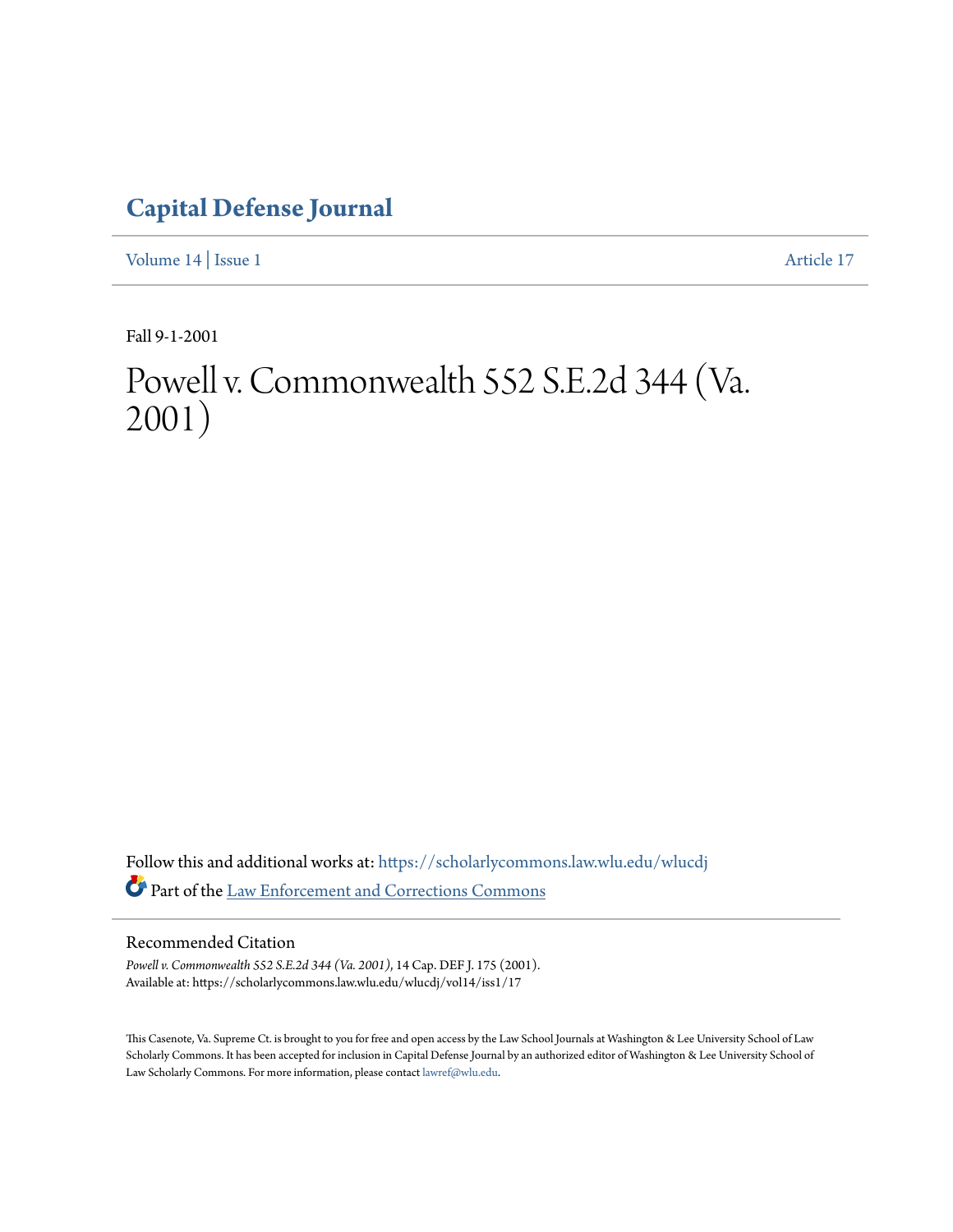# Capital Defense Journal

Volume 14 | Issue 1 Article 17

Fall 9-1-2001

# Powell v. Commonwealth 552 S.E.2d 344 (Va. 2001)

Follow this and additional works at: https://scholarlycommons.law.wlu.edu/wlucdj

Part of the Law Enforcement and Corrections Commons

## Recommended Citation

*Powell v. Commonwealth 552 S.E.2d 344 (Va. 2001)*, 14 Cap. DEF J. 175 (2001).
Available at: https://scholarlycommons.law.wlu.edu/wlucdj/vol14/iss1/17

This Casenote, Va. Supreme Ct. is brought to you for free and open access by the Law School Journals at Washington & Lee University School of Law Scholarly Commons. It has been accepted for inclusion in Capital Defense Journal by an authorized editor of Washington & Lee University School of Law Scholarly Commons. For more information, please contact lawref@wlu.edu.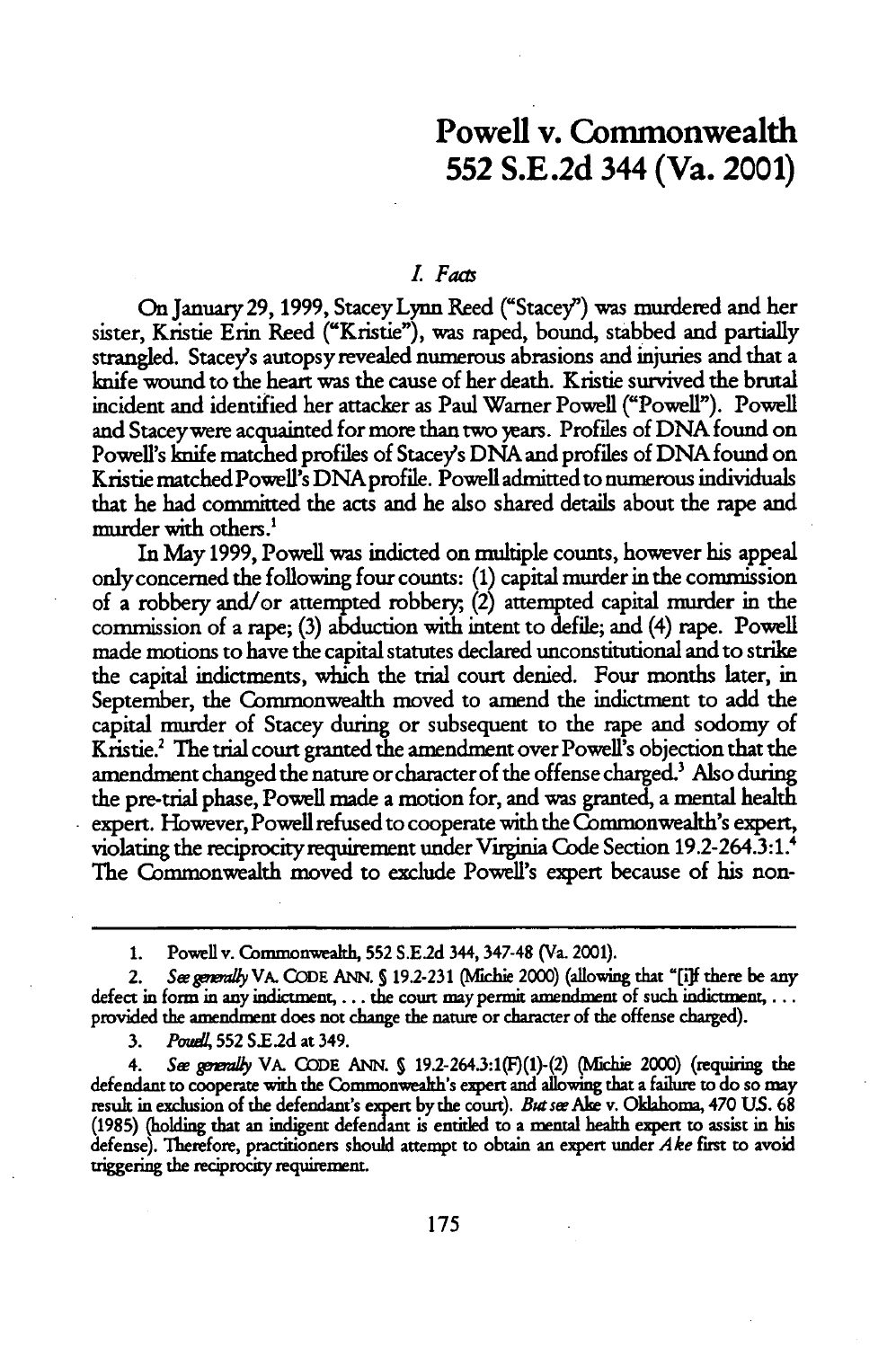# Powell v. Commonwealth 552 S.E.2d 344 (Va. 2001)

## *I. Facts*

On January 29, 1999, Stacey Lynn Reed ("Stacey") was murdered and her sister, Kristie Erin Reed ("Kristie"), was raped, bound, stabbed and partially strangled. Stacey's autopsy revealed numerous abrasions and injuries and that a knife wound to the heart was the cause of her death. Kristie survived the brutal incident and identified her attacker as Paul Warner Powell ("Powell"). Powell and Stacey were acquainted for more than two years. Profiles of DNA found on Powell's knife matched profiles of Stacey's DNA and profiles of DNA found on Kristie matched Powell's DNA profile. Powell admitted to numerous individuals that he had committed the acts and he also shared details about the rape and murder with others.[1]

In May 1999, Powell was indicted on multiple counts, however his appeal only concerned the following four counts: (1) capital murder in the commission of a robbery and/or attempted robbery; (2) attempted capital murder in the commission of a rape; (3) abduction with intent to defile; and (4) rape. Powell made motions to have the capital statutes declared unconstitutional and to strike the capital indictments, which the trial court denied. Four months later, in September, the Commonwealth moved to amend the indictment to add the capital murder of Stacey during or subsequent to the rape and sodomy of Kristie.[2] The trial court granted the amendment over Powell's objection that the amendment changed the nature or character of the offense charged.[3] Also during the pre-trial phase, Powell made a motion for, and was granted, a mental health expert. However, Powell refused to cooperate with the Commonwealth's expert, violating the reciprocity requirement under Virginia Code Section 19.2-264.3:1.[4] The Commonwealth moved to exclude Powell's expert because of his non-

---

1. Powell v. Commonwealth, 552 S.E.2d 344, 347-48 (Va. 2001).

2. *See generally* VA. CODE ANN. § 19.2-231 (Michie 2000) (allowing that "[i]f there be any defect in form in any indictment, . . . the court may permit amendment of such indictment, . . . provided the amendment does not change the nature or character of the offense charged).

3. *Powell*, 552 S.E.2d at 349.

4. *See generally* VA. CODE ANN. § 19.2-264.3:1(F)(1)-(2) (Michie 2000) (requiring the defendant to cooperate with the Commonwealth's expert and allowing that a failure to do so may result in exclusion of the defendant's expert by the court). *But see* Ake v. Oklahoma, 470 U.S. 68 (1985) (holding that an indigent defendant is entitled to a mental health expert to assist in his defense). Therefore, practitioners should attempt to obtain an expert under *Ake* first to avoid triggering the reciprocity requirement.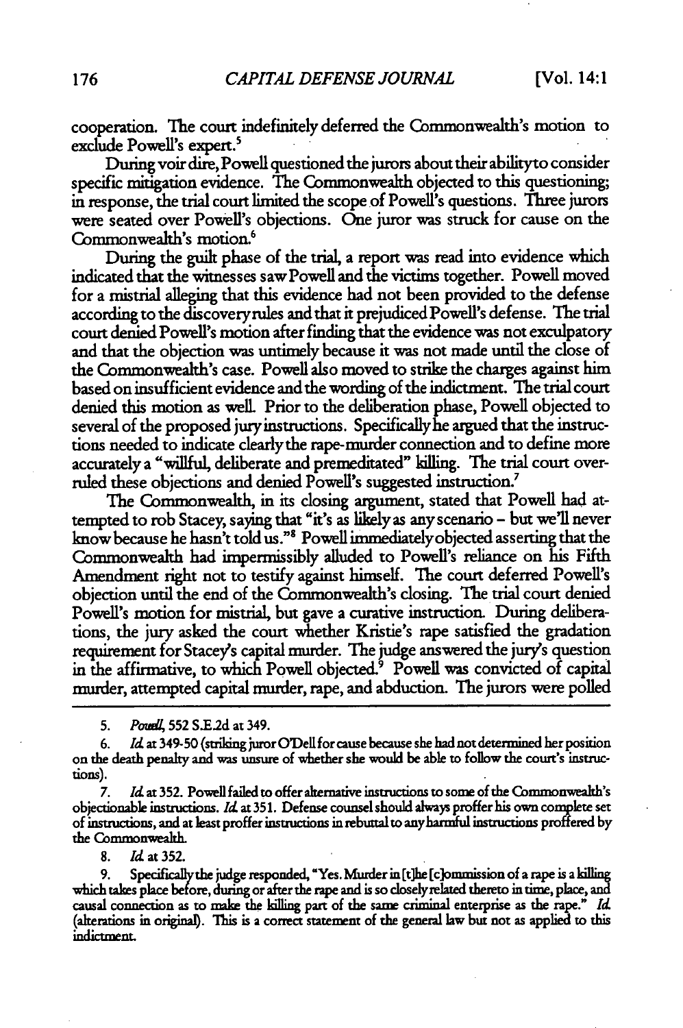cooperation. The court indefinitely deferred the Commonwealth's motion to exclude Powell's expert.[5]

During voir dire, Powell questioned the jurors about their ability to consider specific mitigation evidence. The Commonwealth objected to this questioning; in response, the trial court limited the scope of Powell's questions. Three jurors were seated over Powell's objections. One juror was struck for cause on the Commonwealth's motion.[6]

During the guilt phase of the trial, a report was read into evidence which indicated that the witnesses saw Powell and the victims together. Powell moved for a mistrial alleging that this evidence had not been provided to the defense according to the discovery rules and that it prejudiced Powell's defense. The trial court denied Powell's motion after finding that the evidence was not exculpatory and that the objection was untimely because it was not made until the close of the Commonwealth's case. Powell also moved to strike the charges against him based on insufficient evidence and the wording of the indictment. The trial court denied this motion as well. Prior to the deliberation phase, Powell objected to several of the proposed jury instructions. Specifically he argued that the instructions needed to indicate clearly the rape-murder connection and to define more accurately a "willful, deliberate and premeditated" killing. The trial court overruled these objections and denied Powell's suggested instruction.[7]

The Commonwealth, in its closing argument, stated that Powell had attempted to rob Stacey, saying that "it's as likely as any scenario – but we'll never know because he hasn't told us."[8] Powell immediately objected asserting that the Commonwealth had impermissibly alluded to Powell's reliance on his Fifth Amendment right not to testify against himself. The court deferred Powell's objection until the end of the Commonwealth's closing. The trial court denied Powell's motion for mistrial, but gave a curative instruction. During deliberations, the jury asked the court whether Kristie's rape satisfied the gradation requirement for Stacey's capital murder. The judge answered the jury's question in the affirmative, to which Powell objected.[9] Powell was convicted of capital murder, attempted capital murder, rape, and abduction. The jurors were polled

---

5. *Powell*, 552 S.E.2d at 349.

6. *Id.* at 349-50 (striking juror O'Dell for cause because she had not determined her position on the death penalty and was unsure of whether she would be able to follow the court's instructions).

7. *Id.* at 352. Powell failed to offer alternative instructions to some of the Commonwealth's objectionable instructions. *Id.* at 351. Defense counsel should always proffer his own complete set of instructions, and at least proffer instructions in rebuttal to any harmful instructions proffered by the Commonwealth.

8. *Id.* at 352.

9. Specifically the judge responded, "Yes. Murder in [t]he [c]ommission of a rape is a killing which takes place before, during or after the rape and is so closely related thereto in time, place, and causal connection as to make the killing part of the same criminal enterprise as the rape." *Id.* (alterations in original). This is a correct statement of the general law but not as applied to this indictment.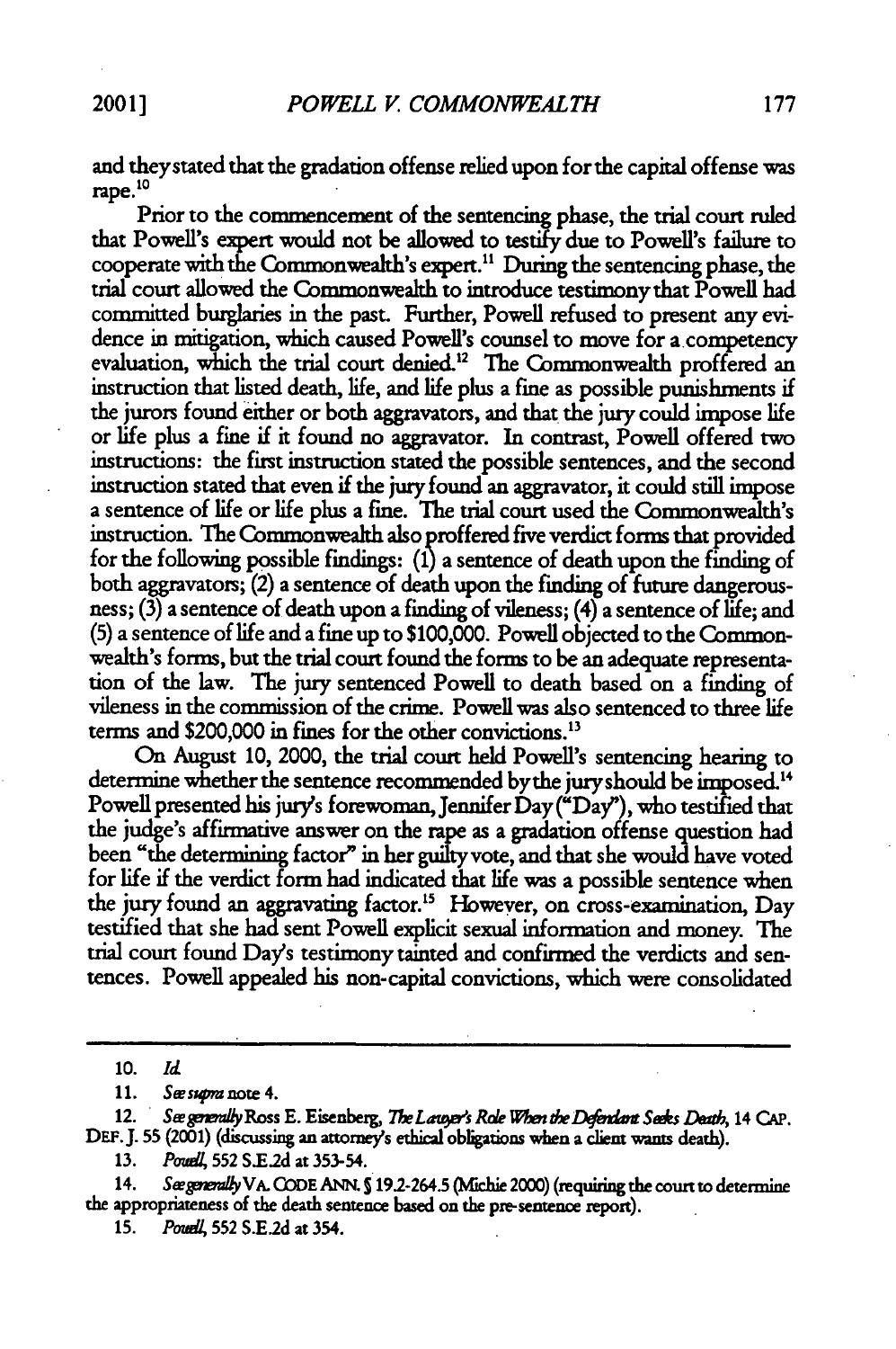and they stated that the gradation offense relied upon for the capital offense was rape.[10]

Prior to the commencement of the sentencing phase, the trial court ruled that Powell's expert would not be allowed to testify due to Powell's failure to cooperate with the Commonwealth's expert.[11] During the sentencing phase, the trial court allowed the Commonwealth to introduce testimony that Powell had committed burglaries in the past. Further, Powell refused to present any evidence in mitigation, which caused Powell's counsel to move for a competency evaluation, which the trial court denied.[12] The Commonwealth proffered an instruction that listed death, life, and life plus a fine as possible punishments if the jurors found either or both aggravators, and that the jury could impose life or life plus a fine if it found no aggravator. In contrast, Powell offered two instructions: the first instruction stated the possible sentences, and the second instruction stated that even if the jury found an aggravator, it could still impose a sentence of life or life plus a fine. The trial court used the Commonwealth's instruction. The Commonwealth also proffered five verdict forms that provided for the following possible findings: (1) a sentence of death upon the finding of both aggravators; (2) a sentence of death upon the finding of future dangerousness; (3) a sentence of death upon a finding of vileness; (4) a sentence of life; and (5) a sentence of life and a fine up to $100,000. Powell objected to the Commonwealth's forms, but the trial court found the forms to be an adequate representation of the law. The jury sentenced Powell to death based on a finding of vileness in the commission of the crime. Powell was also sentenced to three life terms and $200,000 in fines for the other convictions.[13]

On August 10, 2000, the trial court held Powell's sentencing hearing to determine whether the sentence recommended by the jury should be imposed.[14] Powell presented his jury's forewoman, Jennifer Day ("Day"), who testified that the judge's affirmative answer on the rape as a gradation offense question had been "the determining factor" in her guilty vote, and that she would have voted for life if the verdict form had indicated that life was a possible sentence when the jury found an aggravating factor.[15] However, on cross-examination, Day testified that she had sent Powell explicit sexual information and money. The trial court found Day's testimony tainted and confirmed the verdicts and sentences. Powell appealed his non-capital convictions, which were consolidated

---

10. *Id.*

11. *See supra* note 4.

12. *See generally* Ross E. Eisenberg, *The Lawyer's Role When the Defendant Seeks Death*, 14 CAP. DEF. J. 55 (2001) (discussing an attorney's ethical obligations when a client wants death).

13. *Powell*, 552 S.E.2d at 353-54.

14. *See generally* VA. CODE ANN. § 19.2-264.5 (Michie 2000) (requiring the court to determine the appropriateness of the death sentence based on the pre-sentence report).

15. *Powell*, 552 S.E.2d at 354.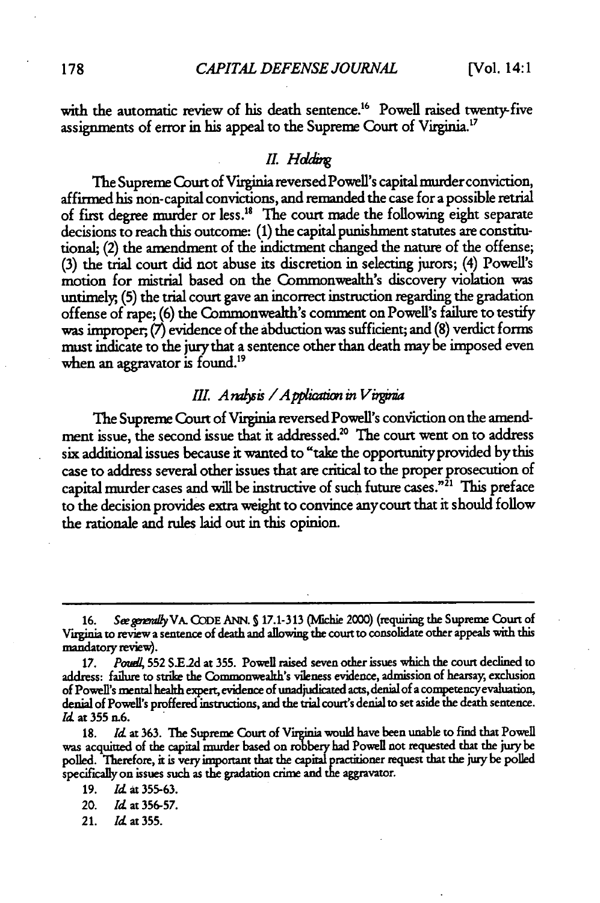with the automatic review of his death sentence.[16] Powell raised twenty-five assignments of error in his appeal to the Supreme Court of Virginia.[17]

## *II. Holding*

The Supreme Court of Virginia reversed Powell's capital murder conviction, affirmed his non-capital convictions, and remanded the case for a possible retrial of first degree murder or less.[18] The court made the following eight separate decisions to reach this outcome: (1) the capital punishment statutes are constitutional; (2) the amendment of the indictment changed the nature of the offense; (3) the trial court did not abuse its discretion in selecting jurors; (4) Powell's motion for mistrial based on the Commonwealth's discovery violation was untimely; (5) the trial court gave an incorrect instruction regarding the gradation offense of rape; (6) the Commonwealth's comment on Powell's failure to testify was improper; (7) evidence of the abduction was sufficient; and (8) verdict forms must indicate to the jury that a sentence other than death may be imposed even when an aggravator is found.[19]

## *III. Analysis / Application in Virginia*

The Supreme Court of Virginia reversed Powell's conviction on the amendment issue, the second issue that it addressed.[20] The court went on to address six additional issues because it wanted to "take the opportunity provided by this case to address several other issues that are critical to the proper prosecution of capital murder cases and will be instructive of such future cases."[21] This preface to the decision provides extra weight to convince any court that it should follow the rationale and rules laid out in this opinion.

---

16. *See generally* VA. CODE ANN. § 17.1-313 (Michie 2000) (requiring the Supreme Court of Virginia to review a sentence of death and allowing the court to consolidate other appeals with this mandatory review).

17. *Powell*, 552 S.E.2d at 355. Powell raised seven other issues which the court declined to address: failure to strike the Commonwealth's vileness evidence, admission of hearsay, exclusion of Powell's mental health expert, evidence of unadjudicated acts, denial of a competency evaluation, denial of Powell's proffered instructions, and the trial court's denial to set aside the death sentence. *Id.* at 355 n.6.

18. *Id.* at 363. The Supreme Court of Virginia would have been unable to find that Powell was acquitted of the capital murder based on robbery had Powell not requested that the jury be polled. Therefore, it is very important that the capital practitioner request that the jury be polled specifically on issues such as the gradation crime and the aggravator.

19. *Id.* at 355-63.

20. *Id.* at 356-57.

21. *Id.* at 355.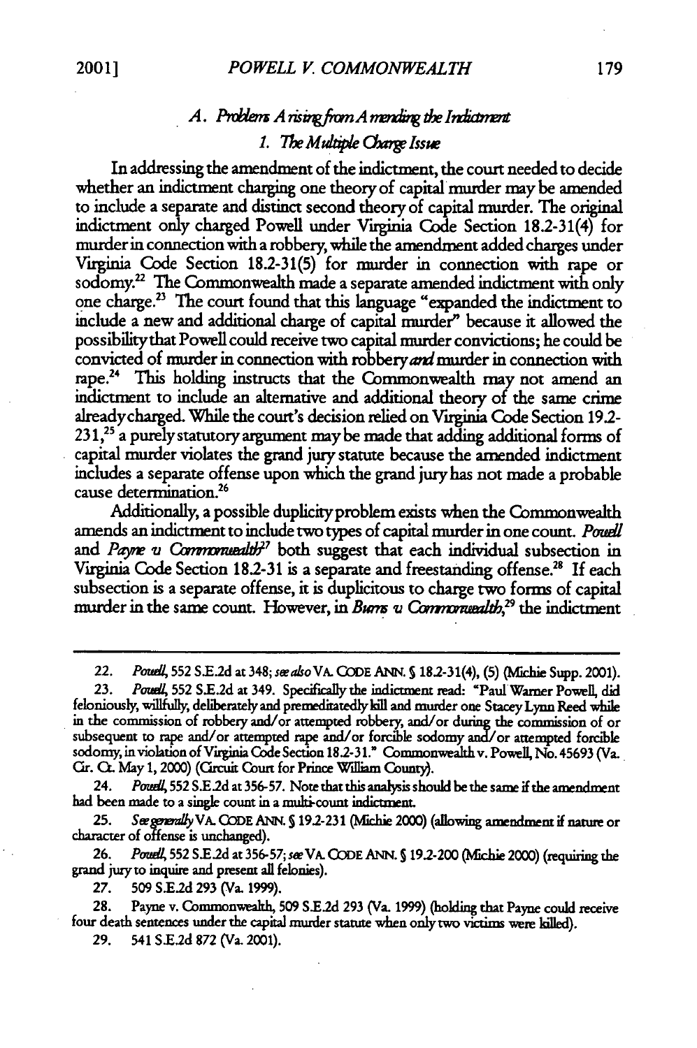### A. *Problems Arising from Amending the Indictment*

#### 1. *The Multiple Charge Issue*

In addressing the amendment of the indictment, the court needed to decide whether an indictment charging one theory of capital murder may be amended to include a separate and distinct second theory of capital murder. The original indictment only charged Powell under Virginia Code Section 18.2-31(4) for murder in connection with a robbery, while the amendment added charges under Virginia Code Section 18.2-31(5) for murder in connection with rape or sodomy.[22] The Commonwealth made a separate amended indictment with only one charge.[23] The court found that this language "expanded the indictment to include a new and additional charge of capital murder" because it allowed the possibility that Powell could receive two capital murder convictions; he could be convicted of murder in connection with robbery *and* murder in connection with rape.[24] This holding instructs that the Commonwealth may not amend an indictment to include an alternative and additional theory of the same crime already charged. While the court's decision relied on Virginia Code Section 19.2-231,[25] a purely statutory argument may be made that adding additional forms of capital murder violates the grand jury statute because the amended indictment includes a separate offense upon which the grand jury has not made a probable cause determination.[26]

Additionally, a possible duplicity problem exists when the Commonwealth amends an indictment to include two types of capital murder in one count. *Powell* and *Payne v. Commonwealth*[27] both suggest that each individual subsection in Virginia Code Section 18.2-31 is a separate and freestanding offense.[28] If each subsection is a separate offense, it is duplicitous to charge two forms of capital murder in the same count. However, in *Burns v. Commonwealth*,[29] the indictment

---

22. *Powell*, 552 S.E.2d at 348; *see also* VA. CODE ANN. § 18.2-31(4), (5) (Michie Supp. 2001).

23. *Powell*, 552 S.E.2d at 349. Specifically the indictment read: "Paul Warner Powell, did feloniously, willfully, deliberately and premeditatedly kill and murder one Stacey Lynn Reed while in the commission of robbery and/or attempted robbery, and/or during the commission of or subsequent to rape and/or attempted rape and/or forcible sodomy and/or attempted forcible sodomy, in violation of Virginia Code Section 18.2-31." Commonwealth v. Powell, No. 45693 (Va. Cir. Ct. May 1, 2000) (Circuit Court for Prince William County).

24. *Powell*, 552 S.E.2d at 356-57. Note that this analysis should be the same if the amendment had been made to a single count in a multi-count indictment.

25. *See generally* VA. CODE ANN. § 19.2-231 (Michie 2000) (allowing amendment if nature or character of offense is unchanged).

26. *Powell*, 552 S.E.2d at 356-57; *see* VA. CODE ANN. § 19.2-200 (Michie 2000) (requiring the grand jury to inquire and present all felonies).

27. 509 S.E.2d 293 (Va. 1999).

28. Payne v. Commonwealth, 509 S.E.2d 293 (Va. 1999) (holding that Payne could receive four death sentences under the capital murder statute when only two victims were killed).

29. 541 S.E.2d 872 (Va. 2001).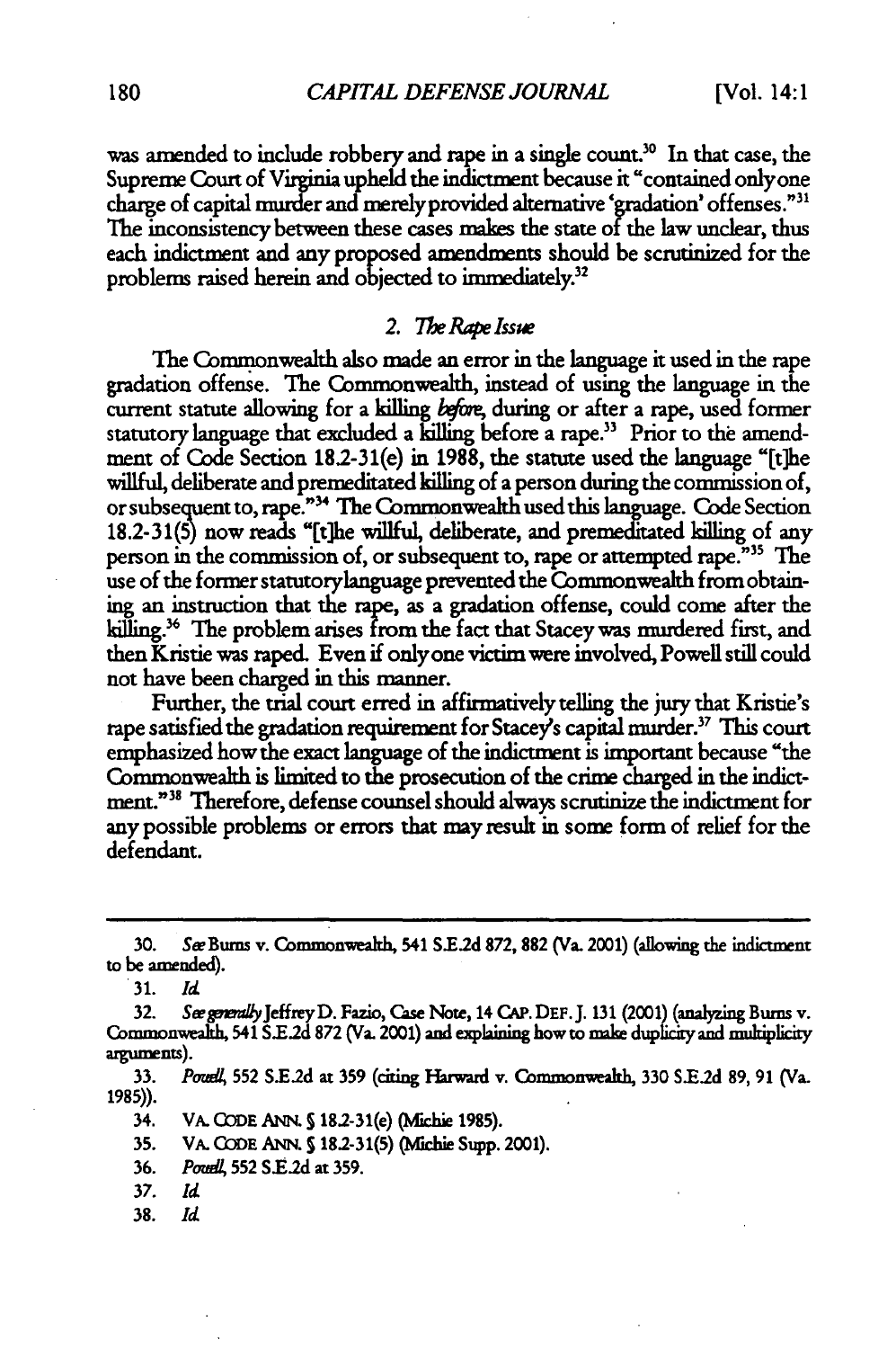was amended to include robbery and rape in a single count.[30] In that case, the Supreme Court of Virginia upheld the indictment because it "contained only one charge of capital murder and merely provided alternative 'gradation' offenses."[31] The inconsistency between these cases makes the state of the law unclear, thus each indictment and any proposed amendments should be scrutinized for the problems raised herein and objected to immediately.[32]

### 2. *The Rape Issue*

The Commonwealth also made an error in the language it used in the rape gradation offense. The Commonwealth, instead of using the language in the current statute allowing for a killing *before*, during or after a rape, used former statutory language that excluded a killing before a rape.[33] Prior to the amendment of Code Section 18.2-31(e) in 1988, the statute used the language "[t]he willful, deliberate and premeditated killing of a person during the commission of, or subsequent to, rape."[34] The Commonwealth used this language. Code Section 18.2-31(5) now reads "[t]he willful, deliberate, and premeditated killing of any person in the commission of, or subsequent to, rape or attempted rape."[35] The use of the former statutory language prevented the Commonwealth from obtaining an instruction that the rape, as a gradation offense, could come after the killing.[36] The problem arises from the fact that Stacey was murdered first, and then Kristie was raped. Even if only one victim were involved, Powell still could not have been charged in this manner.

Further, the trial court erred in affirmatively telling the jury that Kristie's rape satisfied the gradation requirement for Stacey's capital murder.[37] This court emphasized how the exact language of the indictment is important because "the Commonwealth is limited to the prosecution of the crime charged in the indictment."[38] Therefore, defense counsel should always scrutinize the indictment for any possible problems or errors that may result in some form of relief for the defendant.

---

30. *See* Burns v. Commonwealth, 541 S.E.2d 872, 882 (Va. 2001) (allowing the indictment to be amended).

31. *Id.*

32. *See generally* Jeffrey D. Fazio, Case Note, 14 CAP. DEF. J. 131 (2001) (analyzing Burns v. Commonwealth, 541 S.E.2d 872 (Va. 2001) and explaining how to make duplicity and multiplicity arguments).

33. *Powell*, 552 S.E.2d at 359 (citing Harward v. Commonwealth, 330 S.E.2d 89, 91 (Va. 1985)).

34. VA. CODE ANN. § 18.2-31(e) (Michie 1985).

35. VA. CODE ANN. § 18.2-31(5) (Michie Supp. 2001).

36. *Powell*, 552 S.E.2d at 359.

37. *Id.*

38. *Id.*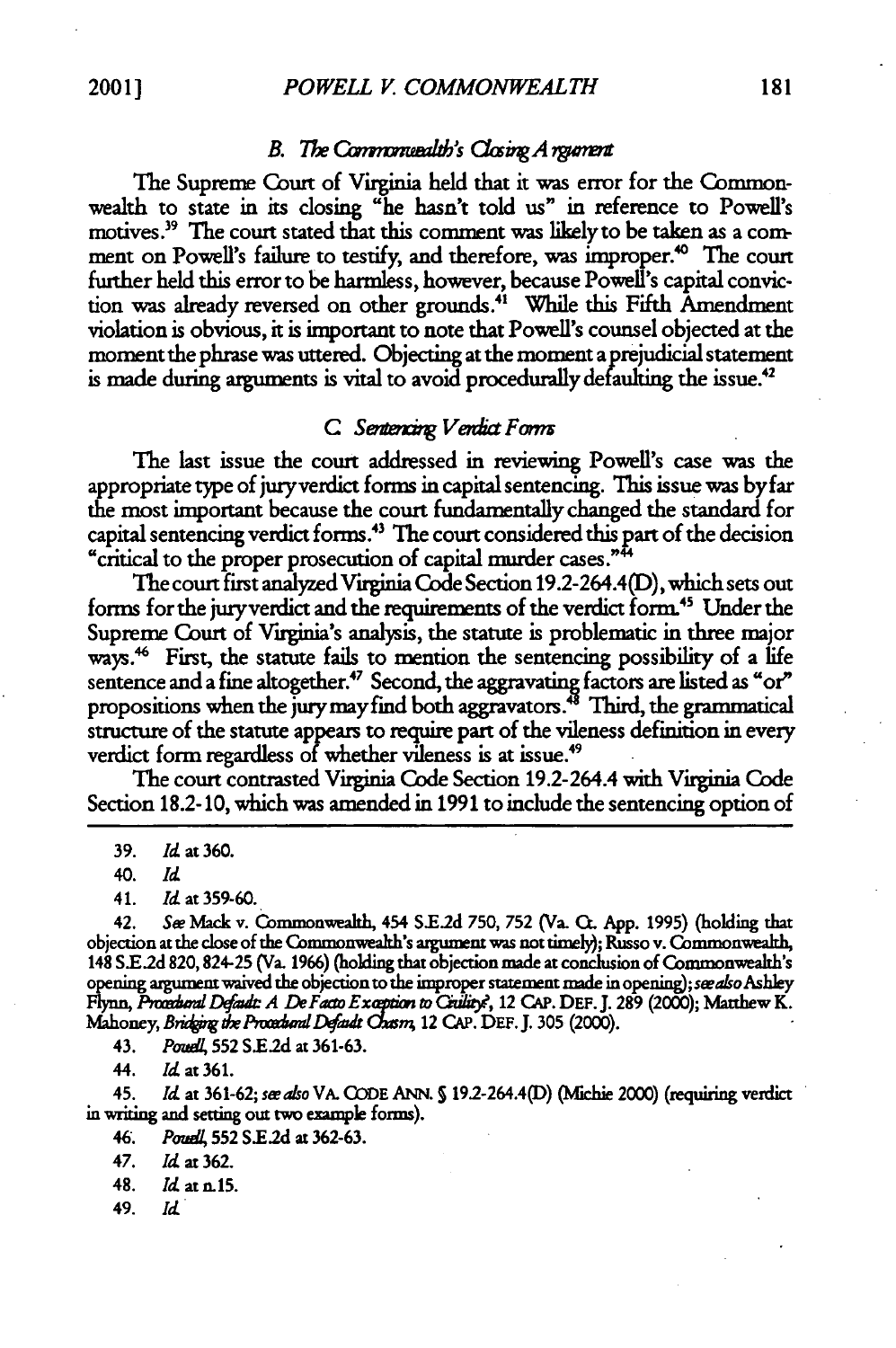### *B. The Commonwealth's Closing Argument*

The Supreme Court of Virginia held that it was error for the Commonwealth to state in its closing "he hasn't told us" in reference to Powell's motives.[39] The court stated that this comment was likely to be taken as a comment on Powell's failure to testify, and therefore, was improper.[40] The court further held this error to be harmless, however, because Powell's capital conviction was already reversed on other grounds.[41] While this Fifth Amendment violation is obvious, it is important to note that Powell's counsel objected at the moment the phrase was uttered. Objecting at the moment a prejudicial statement is made during arguments is vital to avoid procedurally defaulting the issue.[42]

### *C. Sentencing Verdict Forms*

The last issue the court addressed in reviewing Powell's case was the appropriate type of jury verdict forms in capital sentencing. This issue was by far the most important because the court fundamentally changed the standard for capital sentencing verdict forms.[43] The court considered this part of the decision "critical to the proper prosecution of capital murder cases."[44]

The court first analyzed Virginia Code Section 19.2-264.4(D), which sets out forms for the jury verdict and the requirements of the verdict form.[45] Under the Supreme Court of Virginia's analysis, the statute is problematic in three major ways.[46] First, the statute fails to mention the sentencing possibility of a life sentence and a fine altogether.[47] Second, the aggravating factors are listed as "or" propositions when the jury may find both aggravators.[48] Third, the grammatical structure of the statute appears to require part of the vileness definition in every verdict form regardless of whether vileness is at issue.[49]

The court contrasted Virginia Code Section 19.2-264.4 with Virginia Code Section 18.2-10, which was amended in 1991 to include the sentencing option of

---

39. *Id.* at 360.

40. *Id.*

41. *Id.* at 359-60.

42. *See* Mack v. Commonwealth, 454 S.E.2d 750, 752 (Va. Ct. App. 1995) (holding that objection at the close of the Commonwealth's argument was not timely); Russo v. Commonwealth, 148 S.E.2d 820, 824-25 (Va. 1966) (holding that objection made at conclusion of Commonwealth's opening argument waived the objection to the improper statement made in opening); *see also* Ashley Flynn, *Procedural Default: A De Facto Exception to Guilty?*, 12 CAP. DEF. J. 289 (2000); Matthew K. Mahoney, *Bridging the Procedural Default Chasm*, 12 CAP. DEF. J. 305 (2000).

43. *Powell*, 552 S.E.2d at 361-63.

44. *Id.* at 361.

45. *Id.* at 361-62; *see also* VA. CODE ANN. § 19.2-264.4(D) (Michie 2000) (requiring verdict in writing and setting out two example forms).

46. *Powell*, 552 S.E.2d at 362-63.

47. *Id.* at 362.

48. *Id.* at n.15.

49. *Id.*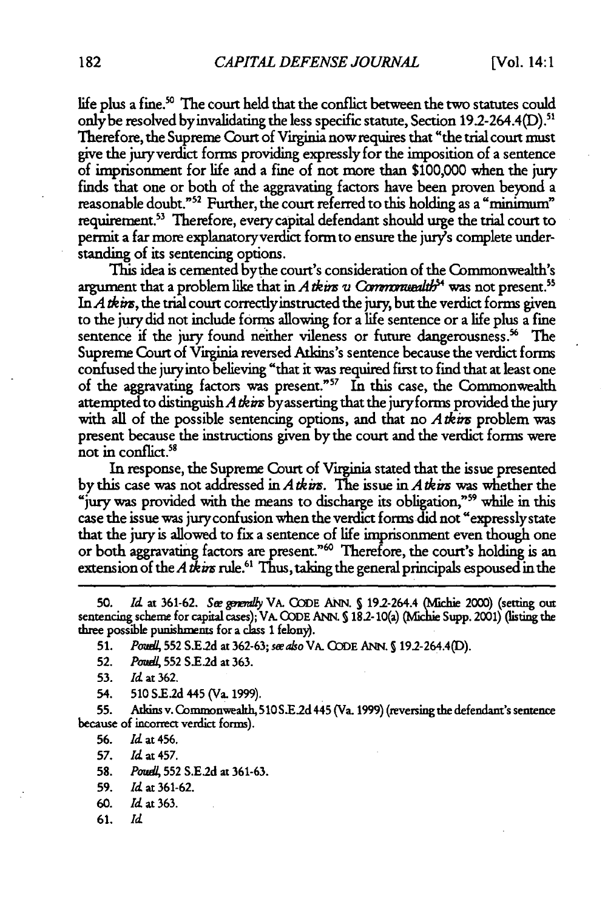life plus a fine.[50] The court held that the conflict between the two statutes could only be resolved by invalidating the less specific statute, Section 19.2-264.4(D).[51] Therefore, the Supreme Court of Virginia now requires that "the trial court must give the jury verdict forms providing expressly for the imposition of a sentence of imprisonment for life and a fine of not more than $100,000 when the jury finds that one or both of the aggravating factors have been proven beyond a reasonable doubt."[52] Further, the court referred to this holding as a "minimum" requirement.[53] Therefore, every capital defendant should urge the trial court to permit a far more explanatory verdict form to ensure the jury's complete understanding of its sentencing options.

This idea is cemented by the court's consideration of the Commonwealth's argument that a problem like that in *Atkins v. Commonwealth*[54] was not present.[55] In *Atkins*, the trial court correctly instructed the jury, but the verdict forms given to the jury did not include forms allowing for a life sentence or a life plus a fine sentence if the jury found neither vileness or future dangerousness.[56] The Supreme Court of Virginia reversed Atkins's sentence because the verdict forms confused the jury into believing "that it was required first to find that at least one of the aggravating factors was present."[57] In this case, the Commonwealth attempted to distinguish *Atkins* by asserting that the jury forms provided the jury with all of the possible sentencing options, and that no *Atkins* problem was present because the instructions given by the court and the verdict forms were not in conflict.[58]

In response, the Supreme Court of Virginia stated that the issue presented by this case was not addressed in *Atkins*. The issue in *Atkins* was whether the "jury was provided with the means to discharge its obligation,"[59] while in this case the issue was jury confusion when the verdict forms did not "expressly state that the jury is allowed to fix a sentence of life imprisonment even though one or both aggravating factors are present."[60] Therefore, the court's holding is an extension of the *Atkins* rule.[61] Thus, taking the general principals espoused in the

---

50. *Id.* at 361-62. *See generally* VA. CODE ANN. § 19.2-264.4 (Michie 2000) (setting out sentencing scheme for capital cases); VA. CODE ANN. § 18.2-10(a) (Michie Supp. 2001) (listing the three possible punishments for a class 1 felony).

51. *Powell*, 552 S.E.2d at 362-63; *see also* VA. CODE ANN. § 19.2-264.4(D).

52. *Powell*, 552 S.E.2d at 363.

53. *Id.* at 362.

54. 510 S.E.2d 445 (Va. 1999).

55. Atkins v. Commonwealth, 510 S.E.2d 445 (Va. 1999) (reversing the defendant's sentence because of incorrect verdict forms).

56. *Id.* at 456.

57. *Id.* at 457.

58. *Powell*, 552 S.E.2d at 361-63.

59. *Id.* at 361-62.

60. *Id.* at 363.

61. *Id.*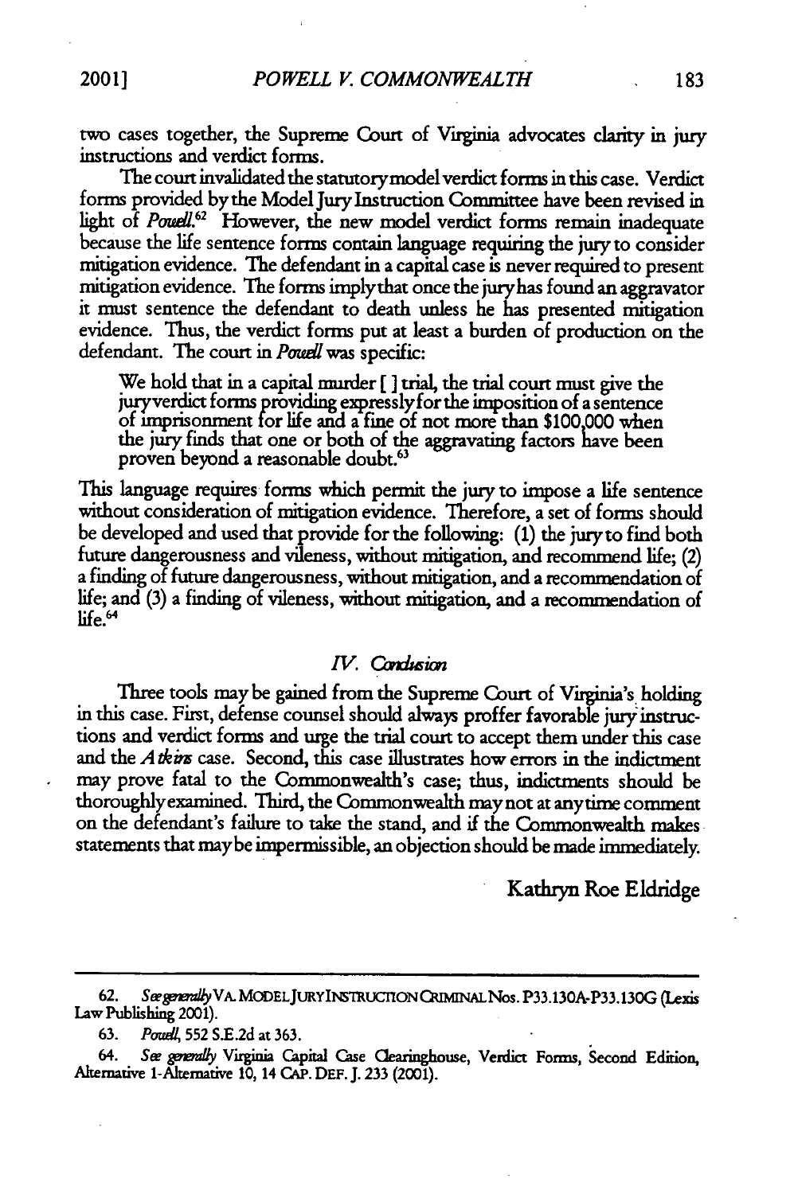two cases together, the Supreme Court of Virginia advocates clarity in jury instructions and verdict forms.

The court invalidated the statutory model verdict forms in this case. Verdict forms provided by the Model Jury Instruction Committee have been revised in light of *Powell*.[62] However, the new model verdict forms remain inadequate because the life sentence forms contain language requiring the jury to consider mitigation evidence. The defendant in a capital case is never required to present mitigation evidence. The forms imply that once the jury has found an aggravator it must sentence the defendant to death unless he has presented mitigation evidence. Thus, the verdict forms put at least a burden of production on the defendant. The court in *Powell* was specific:

> We hold that in a capital murder [ ] trial, the trial court must give the jury verdict forms providing expressly for the imposition of a sentence of imprisonment for life and a fine of not more than $100,000 when the jury finds that one or both of the aggravating factors have been proven beyond a reasonable doubt.[63]

This language requires forms which permit the jury to impose a life sentence without consideration of mitigation evidence. Therefore, a set of forms should be developed and used that provide for the following: (1) the jury to find both future dangerousness and vileness, without mitigation, and recommend life; (2) a finding of future dangerousness, without mitigation, and a recommendation of life; and (3) a finding of vileness, without mitigation, and a recommendation of life.[64]

## IV. *Conclusion*

Three tools may be gained from the Supreme Court of Virginia's holding in this case. First, defense counsel should always proffer favorable jury instructions and verdict forms and urge the trial court to accept them under this case and the *Atkins* case. Second, this case illustrates how errors in the indictment may prove fatal to the Commonwealth's case; thus, indictments should be thoroughly examined. Third, the Commonwealth may not at any time comment on the defendant's failure to take the stand, and if the Commonwealth makes statements that may be impermissible, an objection should be made immediately.

Kathryn Roe Eldridge

---

62. *See generally* VA. MODEL JURY INSTRUCTION CRIMINAL Nos. P33.130A-P33.130G (Lexis Law Publishing 2001).

63. *Powell*, 552 S.E.2d at 363.

64. *See generally* Virginia Capital Case Clearinghouse, Verdict Forms, Second Edition, Alternative 1-Alternative 10, 14 CAP. DEF. J. 233 (2001).